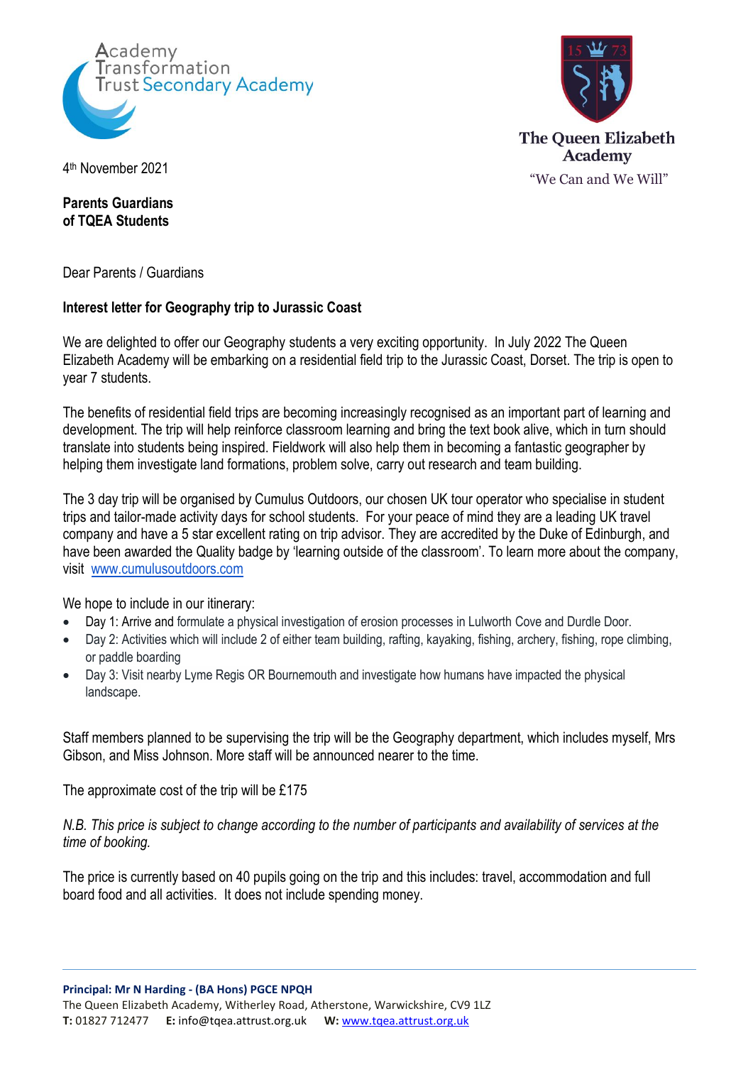Academy Transformation Trust Secondary Academy

The Queen Elizabeth Academy
"We Can and We Will"

4th November 2021

**Parents Guardians**
**of TQEA Students**

Dear Parents / Guardians

**Interest letter for Geography trip to Jurassic Coast**

We are delighted to offer our Geography students a very exciting opportunity. In July 2022 The Queen Elizabeth Academy will be embarking on a residential field trip to the Jurassic Coast, Dorset. The trip is open to year 7 students.

The benefits of residential field trips are becoming increasingly recognised as an important part of learning and development. The trip will help reinforce classroom learning and bring the text book alive, which in turn should translate into students being inspired. Fieldwork will also help them in becoming a fantastic geographer by helping them investigate land formations, problem solve, carry out research and team building.

The 3 day trip will be organised by Cumulus Outdoors, our chosen UK tour operator who specialise in student trips and tailor-made activity days for school students. For your peace of mind they are a leading UK travel company and have a 5 star excellent rating on trip advisor. They are accredited by the Duke of Edinburgh, and have been awarded the Quality badge by 'learning outside of the classroom'. To learn more about the company, visit [www.cumulusoutdoors.com](http://www.cumulusoutdoors.com)

We hope to include in our itinerary:

- Day 1: Arrive and formulate a physical investigation of erosion processes in Lulworth Cove and Durdle Door.
- Day 2: Activities which will include 2 of either team building, rafting, kayaking, fishing, archery, fishing, rope climbing, or paddle boarding
- Day 3: Visit nearby Lyme Regis OR Bournemouth and investigate how humans have impacted the physical landscape.

Staff members planned to be supervising the trip will be the Geography department, which includes myself, Mrs Gibson, and Miss Johnson. More staff will be announced nearer to the time.

The approximate cost of the trip will be £175

*N.B. This price is subject to change according to the number of participants and availability of services at the time of booking.*

The price is currently based on 40 pupils going on the trip and this includes: travel, accommodation and full board food and all activities. It does not include spending money.

**Principal: Mr N Harding - (BA Hons) PGCE NPQH**
The Queen Elizabeth Academy, Witherley Road, Atherstone, Warwickshire, CV9 1LZ
**T:** 01827 712477 **E:** info@tqea.attrust.org.uk **W:** [www.tqea.attrust.org.uk](http://www.tqea.attrust.org.uk)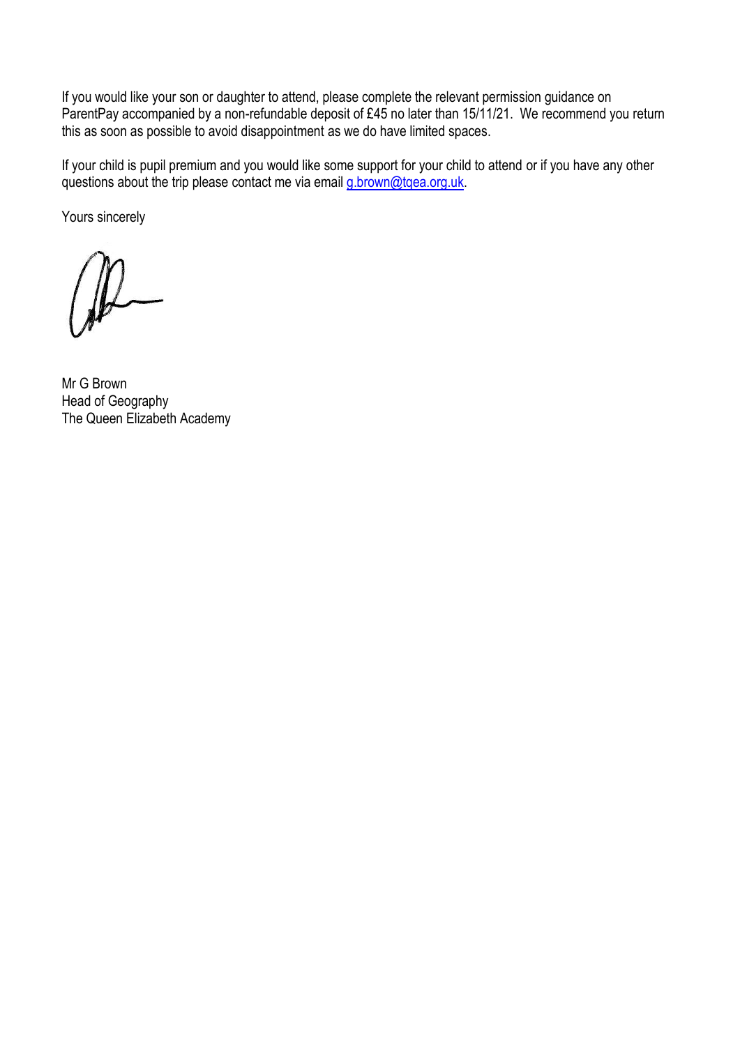If you would like your son or daughter to attend, please complete the relevant permission guidance on ParentPay accompanied by a non-refundable deposit of £45 no later than 15/11/21. We recommend you return this as soon as possible to avoid disappointment as we do have limited spaces.

If your child is pupil premium and you would like some support for your child to attend or if you have any other questions about the trip please contact me via email g.brown@tqea.org.uk.

Yours sincerely

Mr G Brown
Head of Geography
The Queen Elizabeth Academy